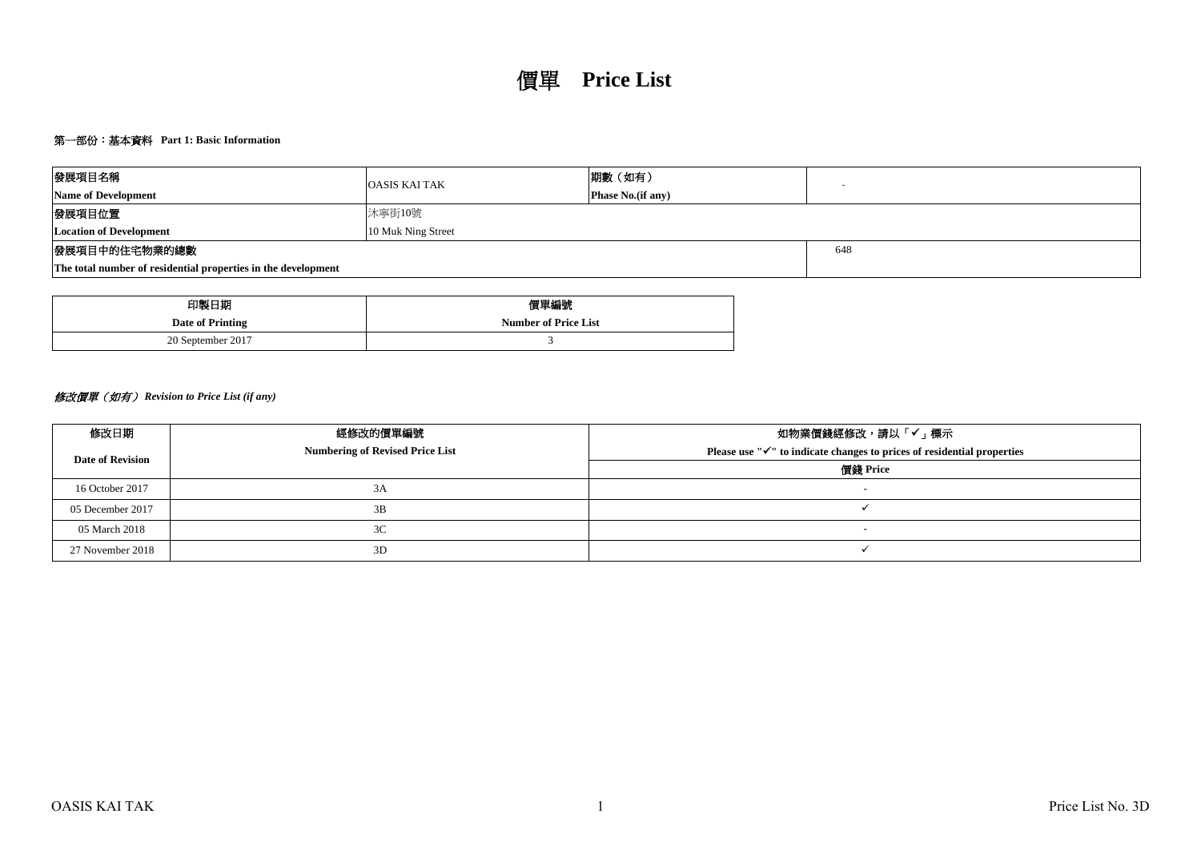# 價單 **Price List**

## 第一部份：基本資料 Part 1: Basic Information

| 發展項目名稱<br>**Name of Development** | OASIS KAI TAK | 期數（如有）<br>**Phase No.(if any)** | - |
|---|---|---|---|
| 發展項目位置<br>**Location of Development** | 沐寧街10號<br>10 Muk Ning Street | | |
| 發展項目中的住宅物業的總數<br>**The total number of residential properties in the development** | | | 648 |

| 印製日期<br>**Date of Printing** | 價單編號<br>**Number of Price List** |
|---|---|
| 20 September 2017 | 3 |

### *修改價單（如有） Revision to Price List (if any)*

| 修改日期<br>**Date of Revision** | 經修改的價單編號<br>**Numbering of Revised Price List** | 如物業價錢經修改，請以「✓」標示<br>**Please use "✓" to indicate changes to prices of residential properties** |
|---|---|---|
| | | 價錢 **Price** |
| 16 October 2017 | 3A | - |
| 05 December 2017 | 3B | ✓ |
| 05 March 2018 | 3C | - |
| 27 November 2018 | 3D | ✓ |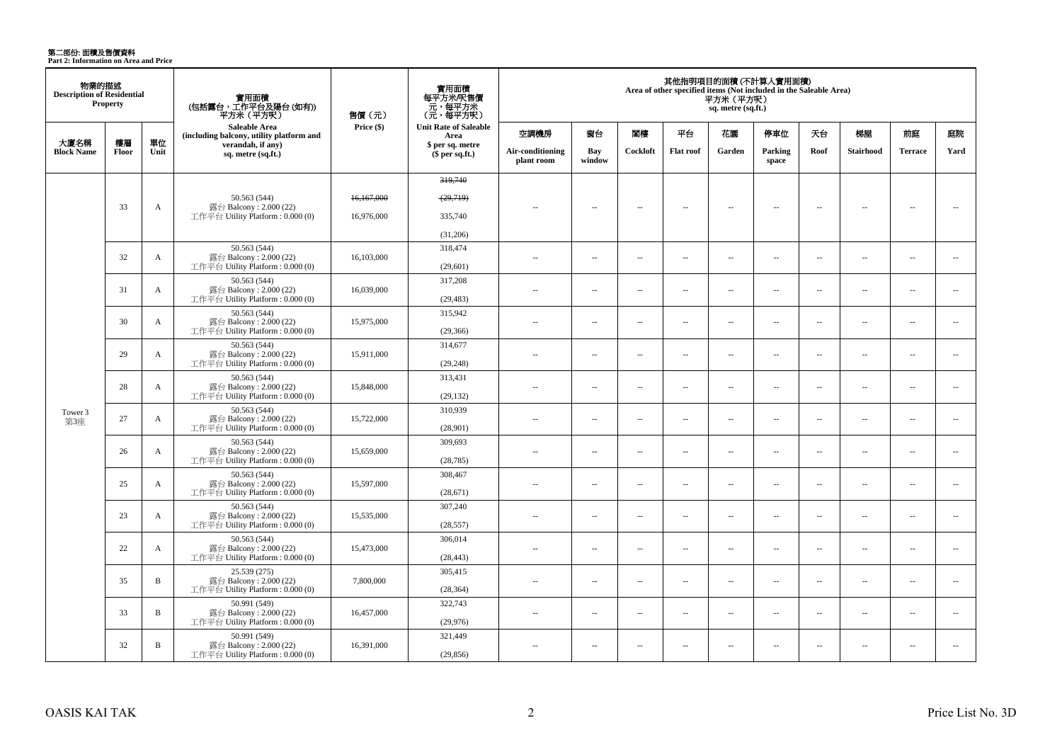**第二部份: 面積及售價資料**
**Part 2: Information on Area and Price**

| 物業的描述 Description of Residential Property | | | 實用面積 (包括露台，工作平台及陽台 (如有)) 平方米（平方呎） | 售價（元） | 實用面積 每平方米/呎售價 元，每平方米 (元，每平方呎) | 其他指明項目的面積 (不計算入實用面積) Area of other specified items (Not included in the Saleable Area) 平方米（平方呎） sq. metre (sq.ft.) | | | | | | | | | |
|---|---|---|---|---|---|---|---|---|---|---|---|---|---|---|---|
| 大廈名稱 Block Name | 樓層 Floor | 單位 Unit | Saleable Area (including balcony, utility platform and verandah, if any) sq. metre (sq.ft.) | Price ($) | Unit Rate of Saleable Area $ per sq. metre ($ per sq.ft.) | 空調機房 Air-conditioning plant room | 窗台 Bay window | 閣樓 Cockloft | 平台 Flat roof | 花園 Garden | 停車位 Parking space | 天台 Roof | 梯屋 Stairhood | 前庭 Terrace | 庭院 Yard |
| Tower 3 第3座 | 33 | A | 50.563 (544) 露台 Balcony : 2.000 (22) 工作平台 Utility Platform : 0.000 (0) | ~~16,167,000~~ 16,976,000 | ~~319,740~~ ~~(29,719)~~ 335,740 (31,206) | -- | -- | -- | -- | -- | -- | -- | -- | -- | -- |
| | 32 | A | 50.563 (544) 露台 Balcony : 2.000 (22) 工作平台 Utility Platform : 0.000 (0) | 16,103,000 | 318,474 (29,601) | -- | -- | -- | -- | -- | -- | -- | -- | -- | -- |
| | 31 | A | 50.563 (544) 露台 Balcony : 2.000 (22) 工作平台 Utility Platform : 0.000 (0) | 16,039,000 | 317,208 (29,483) | -- | -- | -- | -- | -- | -- | -- | -- | -- | -- |
| | 30 | A | 50.563 (544) 露台 Balcony : 2.000 (22) 工作平台 Utility Platform : 0.000 (0) | 15,975,000 | 315,942 (29,366) | -- | -- | -- | -- | -- | -- | -- | -- | -- | -- |
| | 29 | A | 50.563 (544) 露台 Balcony : 2.000 (22) 工作平台 Utility Platform : 0.000 (0) | 15,911,000 | 314,677 (29,248) | -- | -- | -- | -- | -- | -- | -- | -- | -- | -- |
| | 28 | A | 50.563 (544) 露台 Balcony : 2.000 (22) 工作平台 Utility Platform : 0.000 (0) | 15,848,000 | 313,431 (29,132) | -- | -- | -- | -- | -- | -- | -- | -- | -- | -- |
| | 27 | A | 50.563 (544) 露台 Balcony : 2.000 (22) 工作平台 Utility Platform : 0.000 (0) | 15,722,000 | 310,939 (28,901) | -- | -- | -- | -- | -- | -- | -- | -- | -- | -- |
| | 26 | A | 50.563 (544) 露台 Balcony : 2.000 (22) 工作平台 Utility Platform : 0.000 (0) | 15,659,000 | 309,693 (28,785) | -- | -- | -- | -- | -- | -- | -- | -- | -- | -- |
| | 25 | A | 50.563 (544) 露台 Balcony : 2.000 (22) 工作平台 Utility Platform : 0.000 (0) | 15,597,000 | 308,467 (28,671) | -- | -- | -- | -- | -- | -- | -- | -- | -- | -- |
| | 23 | A | 50.563 (544) 露台 Balcony : 2.000 (22) 工作平台 Utility Platform : 0.000 (0) | 15,535,000 | 307,240 (28,557) | -- | -- | -- | -- | -- | -- | -- | -- | -- | -- |
| | 22 | A | 50.563 (544) 露台 Balcony : 2.000 (22) 工作平台 Utility Platform : 0.000 (0) | 15,473,000 | 306,014 (28,443) | -- | -- | -- | -- | -- | -- | -- | -- | -- | -- |
| | 35 | B | 25.539 (275) 露台 Balcony : 2.000 (22) 工作平台 Utility Platform : 0.000 (0) | 7,800,000 | 305,415 (28,364) | -- | -- | -- | -- | -- | -- | -- | -- | -- | -- |
| | 33 | B | 50.991 (549) 露台 Balcony : 2.000 (22) 工作平台 Utility Platform : 0.000 (0) | 16,457,000 | 322,743 (29,976) | -- | -- | -- | -- | -- | -- | -- | -- | -- | -- |
| | 32 | B | 50.991 (549) 露台 Balcony : 2.000 (22) 工作平台 Utility Platform : 0.000 (0) | 16,391,000 | 321,449 (29,856) | -- | -- | -- | -- | -- | -- | -- | -- | -- | -- |

OASIS KAI TAK　　Price List No. 3D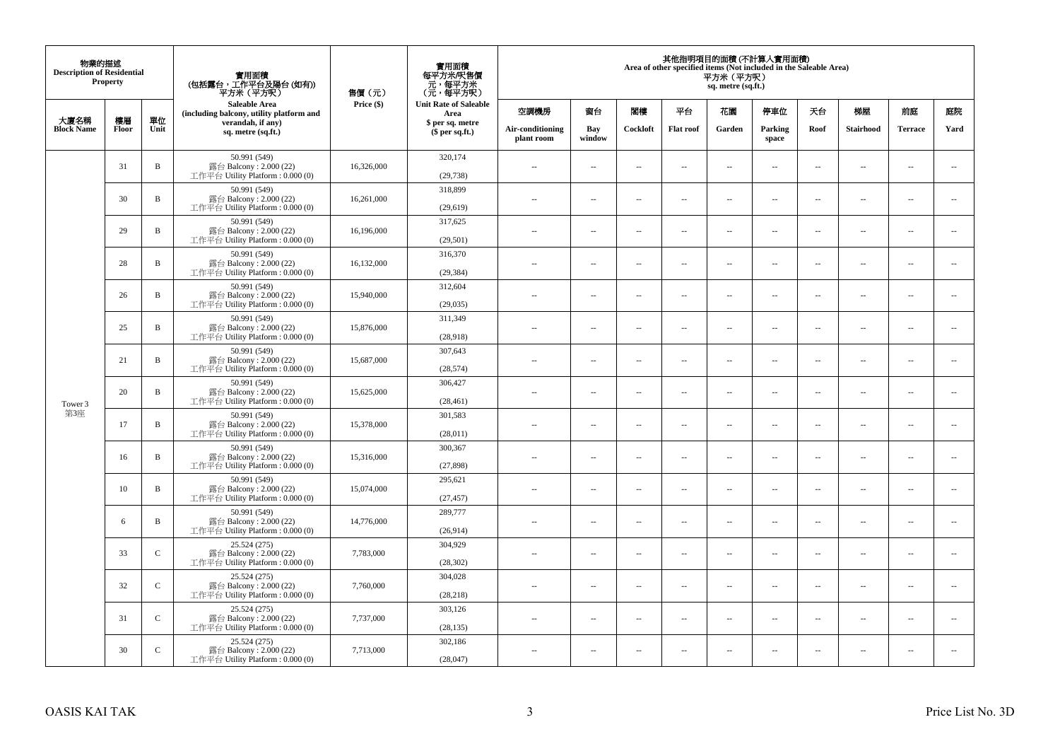| 物業的描述 Description of Residential Property | | | 實用面積 (包括露台，工作平台及陽台 (如有)) 平方米（平方呎） Saleable Area (including balcony, utility platform and verandah, if any) sq. metre (sq.ft.) | 售價（元） Price ($) | 實用面積 每平方米/呎售價 元，每平方米 (元，每平方呎) Unit Rate of Saleable Area $ per sq. metre ($ per sq.ft.) | 其他指明項目的面積 (不計算入實用面積) Area of other specified items (Not included in the Saleable Area) 平方米（平方呎） sq. metre (sq.ft.) | | | | | | | | | |
|---|---|---|---|---|---|---|---|---|---|---|---|---|---|---|---|
| 大廈名稱 Block Name | 樓層 Floor | 單位 Unit | | | | 空調機房 Air-conditioning plant room | 窗台 Bay window | 閣樓 Cockloft | 平台 Flat roof | 花園 Garden | 停車位 Parking space | 天台 Roof | 梯屋 Stairhood | 前庭 Terrace | 庭院 Yard |
| Tower 3 第3座 | 31 | B | 50.991 (549) 露台 Balcony : 2.000 (22) 工作平台 Utility Platform : 0.000 (0) | 16,326,000 | 320,174 (29,738) | -- | -- | -- | -- | -- | -- | -- | -- | -- | -- |
| | 30 | B | 50.991 (549) 露台 Balcony : 2.000 (22) 工作平台 Utility Platform : 0.000 (0) | 16,261,000 | 318,899 (29,619) | -- | -- | -- | -- | -- | -- | -- | -- | -- | -- |
| | 29 | B | 50.991 (549) 露台 Balcony : 2.000 (22) 工作平台 Utility Platform : 0.000 (0) | 16,196,000 | 317,625 (29,501) | -- | -- | -- | -- | -- | -- | -- | -- | -- | -- |
| | 28 | B | 50.991 (549) 露台 Balcony : 2.000 (22) 工作平台 Utility Platform : 0.000 (0) | 16,132,000 | 316,370 (29,384) | -- | -- | -- | -- | -- | -- | -- | -- | -- | -- |
| | 26 | B | 50.991 (549) 露台 Balcony : 2.000 (22) 工作平台 Utility Platform : 0.000 (0) | 15,940,000 | 312,604 (29,035) | -- | -- | -- | -- | -- | -- | -- | -- | -- | -- |
| | 25 | B | 50.991 (549) 露台 Balcony : 2.000 (22) 工作平台 Utility Platform : 0.000 (0) | 15,876,000 | 311,349 (28,918) | -- | -- | -- | -- | -- | -- | -- | -- | -- | -- |
| | 21 | B | 50.991 (549) 露台 Balcony : 2.000 (22) 工作平台 Utility Platform : 0.000 (0) | 15,687,000 | 307,643 (28,574) | -- | -- | -- | -- | -- | -- | -- | -- | -- | -- |
| | 20 | B | 50.991 (549) 露台 Balcony : 2.000 (22) 工作平台 Utility Platform : 0.000 (0) | 15,625,000 | 306,427 (28,461) | -- | -- | -- | -- | -- | -- | -- | -- | -- | -- |
| | 17 | B | 50.991 (549) 露台 Balcony : 2.000 (22) 工作平台 Utility Platform : 0.000 (0) | 15,378,000 | 301,583 (28,011) | -- | -- | -- | -- | -- | -- | -- | -- | -- | -- |
| | 16 | B | 50.991 (549) 露台 Balcony : 2.000 (22) 工作平台 Utility Platform : 0.000 (0) | 15,316,000 | 300,367 (27,898) | -- | -- | -- | -- | -- | -- | -- | -- | -- | -- |
| | 10 | B | 50.991 (549) 露台 Balcony : 2.000 (22) 工作平台 Utility Platform : 0.000 (0) | 15,074,000 | 295,621 (27,457) | -- | -- | -- | -- | -- | -- | -- | -- | -- | -- |
| | 6 | B | 50.991 (549) 露台 Balcony : 2.000 (22) 工作平台 Utility Platform : 0.000 (0) | 14,776,000 | 289,777 (26,914) | -- | -- | -- | -- | -- | -- | -- | -- | -- | -- |
| | 33 | C | 25.524 (275) 露台 Balcony : 2.000 (22) 工作平台 Utility Platform : 0.000 (0) | 7,783,000 | 304,929 (28,302) | -- | -- | -- | -- | -- | -- | -- | -- | -- | -- |
| | 32 | C | 25.524 (275) 露台 Balcony : 2.000 (22) 工作平台 Utility Platform : 0.000 (0) | 7,760,000 | 304,028 (28,218) | -- | -- | -- | -- | -- | -- | -- | -- | -- | -- |
| | 31 | C | 25.524 (275) 露台 Balcony : 2.000 (22) 工作平台 Utility Platform : 0.000 (0) | 7,737,000 | 303,126 (28,135) | -- | -- | -- | -- | -- | -- | -- | -- | -- | -- |
| | 30 | C | 25.524 (275) 露台 Balcony : 2.000 (22) 工作平台 Utility Platform : 0.000 (0) | 7,713,000 | 302,186 (28,047) | -- | -- | -- | -- | -- | -- | -- | -- | -- | -- |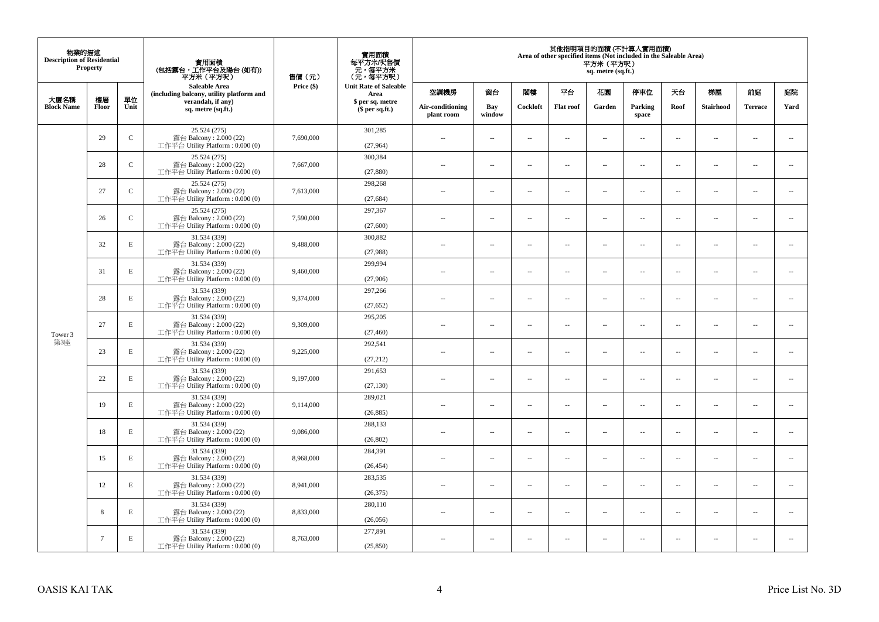| 物業的描述 Description of Residential Property | | | 實用面積 (包括露台，工作平台及陽台 (如有)) 平方米（平方呎） Saleable Area (including balcony, utility platform and verandah, if any) sq. metre (sq.ft.) | 售價（元） Price ($) | 實用面積 每平方米/呎售價 元，每平方米 (元，每平方呎) Unit Rate of Saleable Area $ per sq. metre ($ per sq.ft.) | 其他指明項目的面積 (不計算入實用面積) Area of other specified items (Not included in the Saleable Area) 平方米（平方呎） sq. metre (sq.ft.) | | | | | | | | | |
|---|---|---|---|---|---|---|---|---|---|---|---|---|---|---|---|
| 大廈名稱 Block Name | 樓層 Floor | 單位 Unit | | | | 空調機房 Air-conditioning plant room | 窗台 Bay window | 閣樓 Cockloft | 平台 Flat roof | 花園 Garden | 停車位 Parking space | 天台 Roof | 梯屋 Stairhood | 前庭 Terrace | 庭院 Yard |
| Tower 3 第3座 | 29 | C | 25.524 (275) 露台 Balcony : 2.000 (22) 工作平台 Utility Platform : 0.000 (0) | 7,690,000 | 301,285 (27,964) | -- | -- | -- | -- | -- | -- | -- | -- | -- | -- |
| | 28 | C | 25.524 (275) 露台 Balcony : 2.000 (22) 工作平台 Utility Platform : 0.000 (0) | 7,667,000 | 300,384 (27,880) | -- | -- | -- | -- | -- | -- | -- | -- | -- | -- |
| | 27 | C | 25.524 (275) 露台 Balcony : 2.000 (22) 工作平台 Utility Platform : 0.000 (0) | 7,613,000 | 298,268 (27,684) | -- | -- | -- | -- | -- | -- | -- | -- | -- | -- |
| | 26 | C | 25.524 (275) 露台 Balcony : 2.000 (22) 工作平台 Utility Platform : 0.000 (0) | 7,590,000 | 297,367 (27,600) | -- | -- | -- | -- | -- | -- | -- | -- | -- | -- |
| | 32 | E | 31.534 (339) 露台 Balcony : 2.000 (22) 工作平台 Utility Platform : 0.000 (0) | 9,488,000 | 300,882 (27,988) | -- | -- | -- | -- | -- | -- | -- | -- | -- | -- |
| | 31 | E | 31.534 (339) 露台 Balcony : 2.000 (22) 工作平台 Utility Platform : 0.000 (0) | 9,460,000 | 299,994 (27,906) | -- | -- | -- | -- | -- | -- | -- | -- | -- | -- |
| | 28 | E | 31.534 (339) 露台 Balcony : 2.000 (22) 工作平台 Utility Platform : 0.000 (0) | 9,374,000 | 297,266 (27,652) | -- | -- | -- | -- | -- | -- | -- | -- | -- | -- |
| | 27 | E | 31.534 (339) 露台 Balcony : 2.000 (22) 工作平台 Utility Platform : 0.000 (0) | 9,309,000 | 295,205 (27,460) | -- | -- | -- | -- | -- | -- | -- | -- | -- | -- |
| | 23 | E | 31.534 (339) 露台 Balcony : 2.000 (22) 工作平台 Utility Platform : 0.000 (0) | 9,225,000 | 292,541 (27,212) | -- | -- | -- | -- | -- | -- | -- | -- | -- | -- |
| | 22 | E | 31.534 (339) 露台 Balcony : 2.000 (22) 工作平台 Utility Platform : 0.000 (0) | 9,197,000 | 291,653 (27,130) | -- | -- | -- | -- | -- | -- | -- | -- | -- | -- |
| | 19 | E | 31.534 (339) 露台 Balcony : 2.000 (22) 工作平台 Utility Platform : 0.000 (0) | 9,114,000 | 289,021 (26,885) | -- | -- | -- | -- | -- | -- | -- | -- | -- | -- |
| | 18 | E | 31.534 (339) 露台 Balcony : 2.000 (22) 工作平台 Utility Platform : 0.000 (0) | 9,086,000 | 288,133 (26,802) | -- | -- | -- | -- | -- | -- | -- | -- | -- | -- |
| | 15 | E | 31.534 (339) 露台 Balcony : 2.000 (22) 工作平台 Utility Platform : 0.000 (0) | 8,968,000 | 284,391 (26,454) | -- | -- | -- | -- | -- | -- | -- | -- | -- | -- |
| | 12 | E | 31.534 (339) 露台 Balcony : 2.000 (22) 工作平台 Utility Platform : 0.000 (0) | 8,941,000 | 283,535 (26,375) | -- | -- | -- | -- | -- | -- | -- | -- | -- | -- |
| | 8 | E | 31.534 (339) 露台 Balcony : 2.000 (22) 工作平台 Utility Platform : 0.000 (0) | 8,833,000 | 280,110 (26,056) | -- | -- | -- | -- | -- | -- | -- | -- | -- | -- |
| | 7 | E | 31.534 (339) 露台 Balcony : 2.000 (22) 工作平台 Utility Platform : 0.000 (0) | 8,763,000 | 277,891 (25,850) | -- | -- | -- | -- | -- | -- | -- | -- | -- | -- |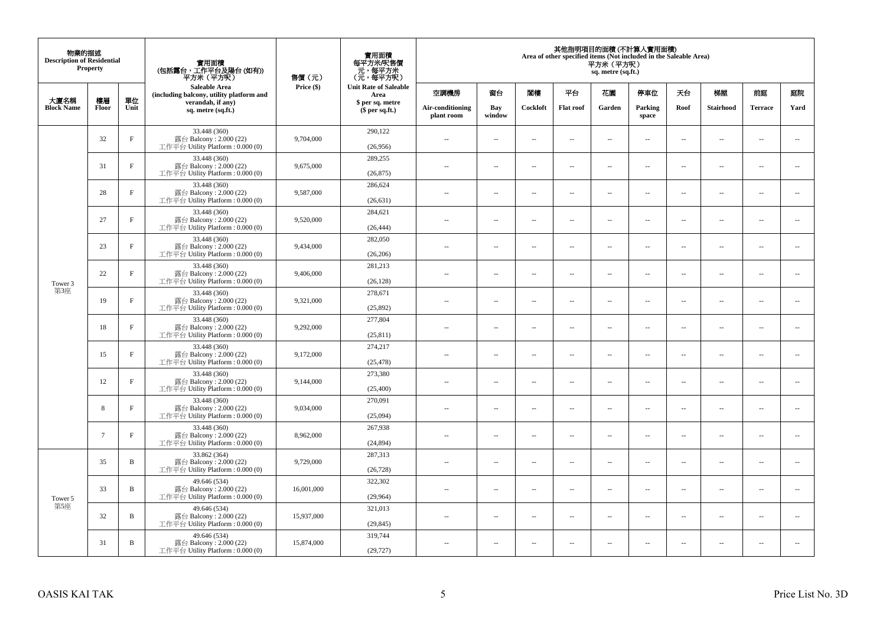| 物業的描述 Description of Residential Property | | | 實用面積 (包括露台，工作平台及陽台 (如有)) 平方米（平方呎） Saleable Area (including balcony, utility platform and verandah, if any) sq. metre (sq.ft.) | 售價（元） Price ($) | 實用面積 每平方米/呎售價 元，每平方米 (元，每平方呎) Unit Rate of Saleable Area $ per sq. metre ($ per sq.ft.) | 其他指明項目的面積 (不計算入實用面積) Area of other specified items (Not included in the Saleable Area) 平方米（平方呎） sq. metre (sq.ft.) | | | | | | | | | |
|---|---|---|---|---|---|---|---|---|---|---|---|---|---|---|---|
| 大廈名稱 Block Name | 樓層 Floor | 單位 Unit | | | | 空調機房 Air-conditioning plant room | 窗台 Bay window | 閣樓 Cockloft | 平台 Flat roof | 花園 Garden | 停車位 Parking space | 天台 Roof | 梯屋 Stairhood | 前庭 Terrace | 庭院 Yard |
| Tower 3 第3座 | 32 | F | 33.448 (360) 露台 Balcony : 2.000 (22) 工作平台 Utility Platform : 0.000 (0) | 9,704,000 | 290,122 (26,956) | -- | -- | -- | -- | -- | -- | -- | -- | -- | -- |
| | 31 | F | 33.448 (360) 露台 Balcony : 2.000 (22) 工作平台 Utility Platform : 0.000 (0) | 9,675,000 | 289,255 (26,875) | -- | -- | -- | -- | -- | -- | -- | -- | -- | -- |
| | 28 | F | 33.448 (360) 露台 Balcony : 2.000 (22) 工作平台 Utility Platform : 0.000 (0) | 9,587,000 | 286,624 (26,631) | -- | -- | -- | -- | -- | -- | -- | -- | -- | -- |
| | 27 | F | 33.448 (360) 露台 Balcony : 2.000 (22) 工作平台 Utility Platform : 0.000 (0) | 9,520,000 | 284,621 (26,444) | -- | -- | -- | -- | -- | -- | -- | -- | -- | -- |
| | 23 | F | 33.448 (360) 露台 Balcony : 2.000 (22) 工作平台 Utility Platform : 0.000 (0) | 9,434,000 | 282,050 (26,206) | -- | -- | -- | -- | -- | -- | -- | -- | -- | -- |
| | 22 | F | 33.448 (360) 露台 Balcony : 2.000 (22) 工作平台 Utility Platform : 0.000 (0) | 9,406,000 | 281,213 (26,128) | -- | -- | -- | -- | -- | -- | -- | -- | -- | -- |
| | 19 | F | 33.448 (360) 露台 Balcony : 2.000 (22) 工作平台 Utility Platform : 0.000 (0) | 9,321,000 | 278,671 (25,892) | -- | -- | -- | -- | -- | -- | -- | -- | -- | -- |
| | 18 | F | 33.448 (360) 露台 Balcony : 2.000 (22) 工作平台 Utility Platform : 0.000 (0) | 9,292,000 | 277,804 (25,811) | -- | -- | -- | -- | -- | -- | -- | -- | -- | -- |
| | 15 | F | 33.448 (360) 露台 Balcony : 2.000 (22) 工作平台 Utility Platform : 0.000 (0) | 9,172,000 | 274,217 (25,478) | -- | -- | -- | -- | -- | -- | -- | -- | -- | -- |
| | 12 | F | 33.448 (360) 露台 Balcony : 2.000 (22) 工作平台 Utility Platform : 0.000 (0) | 9,144,000 | 273,380 (25,400) | -- | -- | -- | -- | -- | -- | -- | -- | -- | -- |
| | 8 | F | 33.448 (360) 露台 Balcony : 2.000 (22) 工作平台 Utility Platform : 0.000 (0) | 9,034,000 | 270,091 (25,094) | -- | -- | -- | -- | -- | -- | -- | -- | -- | -- |
| | 7 | F | 33.448 (360) 露台 Balcony : 2.000 (22) 工作平台 Utility Platform : 0.000 (0) | 8,962,000 | 267,938 (24,894) | -- | -- | -- | -- | -- | -- | -- | -- | -- | -- |
| Tower 5 第5座 | 35 | B | 33.862 (364) 露台 Balcony : 2.000 (22) 工作平台 Utility Platform : 0.000 (0) | 9,729,000 | 287,313 (26,728) | -- | -- | -- | -- | -- | -- | -- | -- | -- | -- |
| | 33 | B | 49.646 (534) 露台 Balcony : 2.000 (22) 工作平台 Utility Platform : 0.000 (0) | 16,001,000 | 322,302 (29,964) | -- | -- | -- | -- | -- | -- | -- | -- | -- | -- |
| | 32 | B | 49.646 (534) 露台 Balcony : 2.000 (22) 工作平台 Utility Platform : 0.000 (0) | 15,937,000 | 321,013 (29,845) | -- | -- | -- | -- | -- | -- | -- | -- | -- | -- |
| | 31 | B | 49.646 (534) 露台 Balcony : 2.000 (22) 工作平台 Utility Platform : 0.000 (0) | 15,874,000 | 319,744 (29,727) | -- | -- | -- | -- | -- | -- | -- | -- | -- | -- |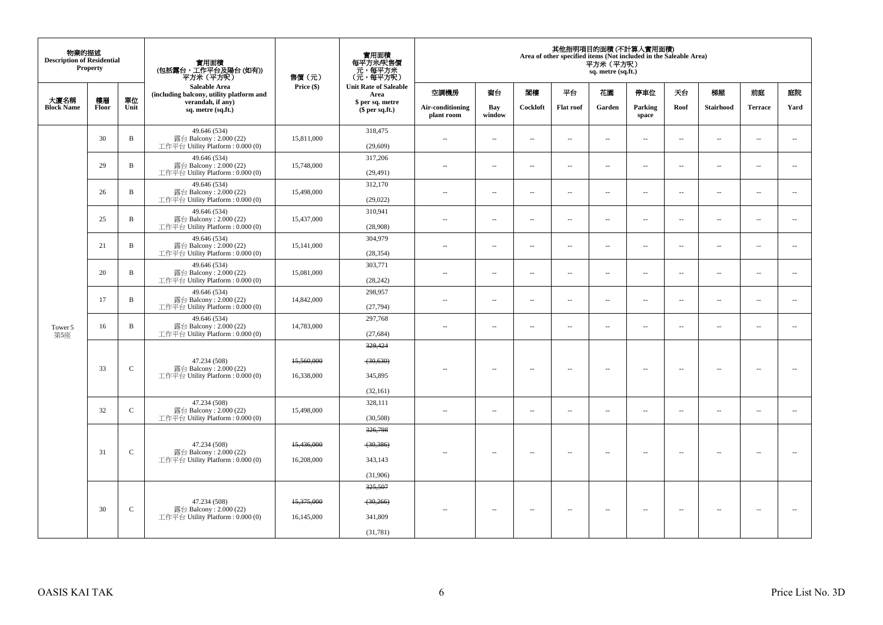| 物業的描述 Description of Residential Property | | | 實用面積 (包括露台，工作平台及陽台 (如有)) 平方米（平方呎） Saleable Area (including balcony, utility platform and verandah, if any) sq. metre (sq.ft.) | 售價（元） Price ($) | 實用面積 每平方米/呎售價 元，每平方米 (元，每平方呎) Unit Rate of Saleable Area $ per sq. metre ($ per sq.ft.) | 其他指明項目的面積 (不計算入實用面積) Area of other specified items (Not included in the Saleable Area) 平方米（平方呎） sq. metre (sq.ft.) | | | | | | | | | |
|---|---|---|---|---|---|---|---|---|---|---|---|---|---|---|---|
| 大廈名稱 Block Name | 樓層 Floor | 單位 Unit | | | | 空調機房 Air-conditioning plant room | 窗台 Bay window | 閣樓 Cockloft | 平台 Flat roof | 花園 Garden | 停車位 Parking space | 天台 Roof | 梯屋 Stairhood | 前庭 Terrace | 庭院 Yard |
| Tower 5 第5座 | 30 | B | 49.646 (534) 露台 Balcony : 2.000 (22) 工作平台 Utility Platform : 0.000 (0) | 15,811,000 | 318,475 (29,609) | -- | -- | -- | -- | -- | -- | -- | -- | -- | -- |
| | 29 | B | 49.646 (534) 露台 Balcony : 2.000 (22) 工作平台 Utility Platform : 0.000 (0) | 15,748,000 | 317,206 (29,491) | -- | -- | -- | -- | -- | -- | -- | -- | -- | -- |
| | 26 | B | 49.646 (534) 露台 Balcony : 2.000 (22) 工作平台 Utility Platform : 0.000 (0) | 15,498,000 | 312,170 (29,022) | -- | -- | -- | -- | -- | -- | -- | -- | -- | -- |
| | 25 | B | 49.646 (534) 露台 Balcony : 2.000 (22) 工作平台 Utility Platform : 0.000 (0) | 15,437,000 | 310,941 (28,908) | -- | -- | -- | -- | -- | -- | -- | -- | -- | -- |
| | 21 | B | 49.646 (534) 露台 Balcony : 2.000 (22) 工作平台 Utility Platform : 0.000 (0) | 15,141,000 | 304,979 (28,354) | -- | -- | -- | -- | -- | -- | -- | -- | -- | -- |
| | 20 | B | 49.646 (534) 露台 Balcony : 2.000 (22) 工作平台 Utility Platform : 0.000 (0) | 15,081,000 | 303,771 (28,242) | -- | -- | -- | -- | -- | -- | -- | -- | -- | -- |
| | 17 | B | 49.646 (534) 露台 Balcony : 2.000 (22) 工作平台 Utility Platform : 0.000 (0) | 14,842,000 | 298,957 (27,794) | -- | -- | -- | -- | -- | -- | -- | -- | -- | -- |
| | 16 | B | 49.646 (534) 露台 Balcony : 2.000 (22) 工作平台 Utility Platform : 0.000 (0) | 14,783,000 | 297,768 (27,684) | -- | -- | -- | -- | -- | -- | -- | -- | -- | -- |
| | 33 | C | 47.234 (508) 露台 Balcony : 2.000 (22) 工作平台 Utility Platform : 0.000 (0) | ~~15,560,000~~ 16,338,000 | ~~329,424~~ ~~(30,630)~~ 345,895 (32,161) | -- | -- | -- | -- | -- | -- | -- | -- | -- | -- |
| | 32 | C | 47.234 (508) 露台 Balcony : 2.000 (22) 工作平台 Utility Platform : 0.000 (0) | 15,498,000 | 328,111 (30,508) | -- | -- | -- | -- | -- | -- | -- | -- | -- | -- |
| | 31 | C | 47.234 (508) 露台 Balcony : 2.000 (22) 工作平台 Utility Platform : 0.000 (0) | ~~15,436,000~~ 16,208,000 | ~~326,798~~ ~~(30,386)~~ 343,143 (31,906) | -- | -- | -- | -- | -- | -- | -- | -- | -- | -- |
| | 30 | C | 47.234 (508) 露台 Balcony : 2.000 (22) 工作平台 Utility Platform : 0.000 (0) | ~~15,375,000~~ 16,145,000 | ~~325,507~~ ~~(30,266)~~ 341,809 (31,781) | -- | -- | -- | -- | -- | -- | -- | -- | -- | -- |

OASIS KAI TAK

Price List No. 3D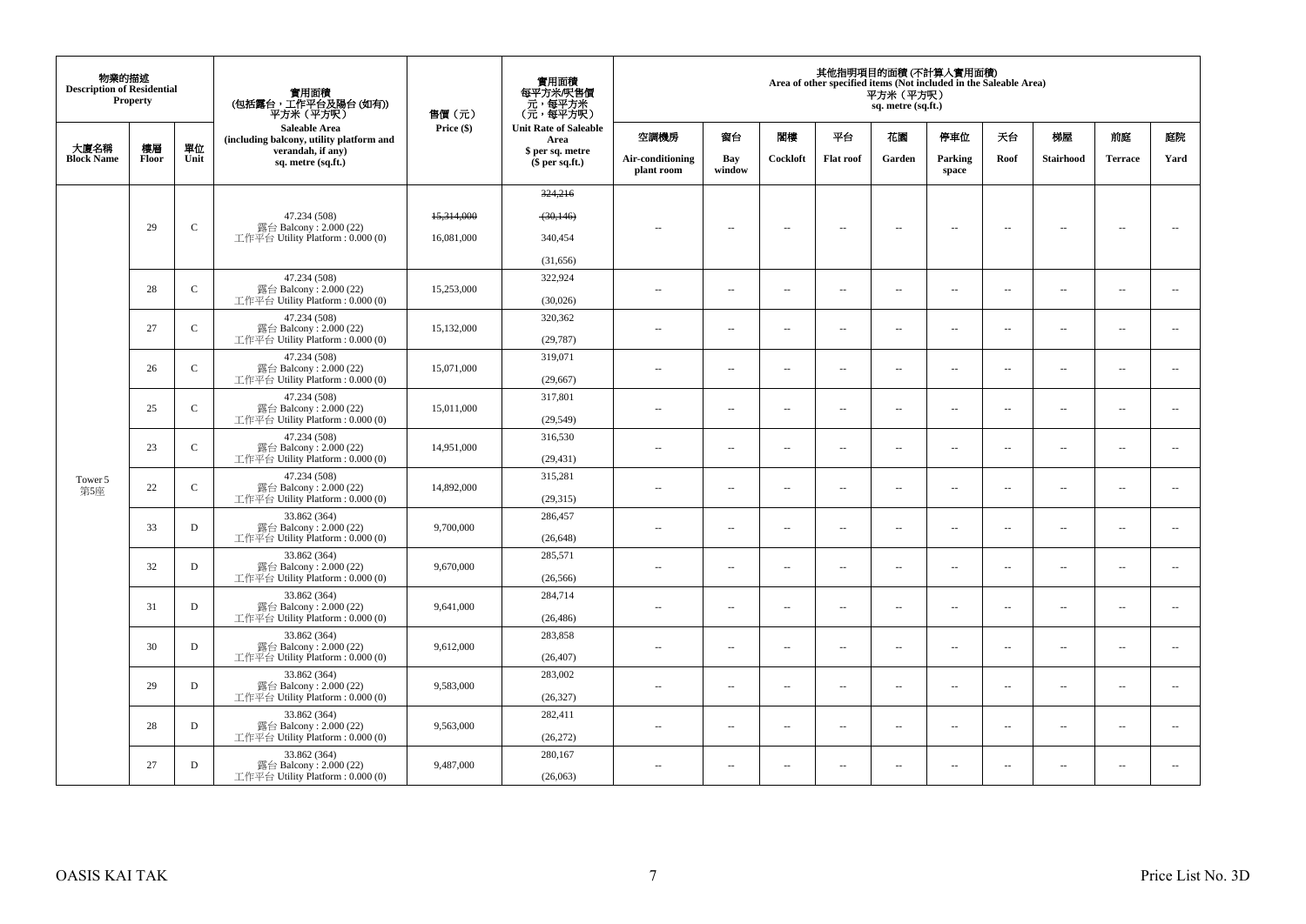| 物業的描述 Description of Residential Property | | | 實用面積 (包括露台，工作平台及陽台 (如有)) 平方米（平方呎） Saleable Area (including balcony, utility platform and verandah, if any) sq. metre (sq.ft.) | 售價（元） Price ($) | 實用面積 每平方米/呎售價 元，每平方米 (元，每平方呎) Unit Rate of Saleable Area $ per sq. metre ($ per sq.ft.) | 其他指明項目的面積 (不計算入實用面積) Area of other specified items (Not included in the Saleable Area) 平方米（平方呎） sq. metre (sq.ft.) | | | | | | | | | |
|---|---|---|---|---|---|---|---|---|---|---|---|---|---|---|---|
| 大廈名稱 Block Name | 樓層 Floor | 單位 Unit | | | | 空調機房 Air-conditioning plant room | 窗台 Bay window | 閣樓 Cockloft | 平台 Flat roof | 花園 Garden | 停車位 Parking space | 天台 Roof | 梯屋 Stairhood | 前庭 Terrace | 庭院 Yard |
| Tower 5 第5座 | 29 | C | 47.234 (508) 露台 Balcony : 2.000 (22) 工作平台 Utility Platform : 0.000 (0) | ~~15,314,000~~ 16,081,000 | ~~324,216~~ ~~(30,146)~~ 340,454 (31,656) | -- | -- | -- | -- | -- | -- | -- | -- | -- | -- |
| | 28 | C | 47.234 (508) 露台 Balcony : 2.000 (22) 工作平台 Utility Platform : 0.000 (0) | 15,253,000 | 322,924 (30,026) | -- | -- | -- | -- | -- | -- | -- | -- | -- | -- |
| | 27 | C | 47.234 (508) 露台 Balcony : 2.000 (22) 工作平台 Utility Platform : 0.000 (0) | 15,132,000 | 320,362 (29,787) | -- | -- | -- | -- | -- | -- | -- | -- | -- | -- |
| | 26 | C | 47.234 (508) 露台 Balcony : 2.000 (22) 工作平台 Utility Platform : 0.000 (0) | 15,071,000 | 319,071 (29,667) | -- | -- | -- | -- | -- | -- | -- | -- | -- | -- |
| | 25 | C | 47.234 (508) 露台 Balcony : 2.000 (22) 工作平台 Utility Platform : 0.000 (0) | 15,011,000 | 317,801 (29,549) | -- | -- | -- | -- | -- | -- | -- | -- | -- | -- |
| | 23 | C | 47.234 (508) 露台 Balcony : 2.000 (22) 工作平台 Utility Platform : 0.000 (0) | 14,951,000 | 316,530 (29,431) | -- | -- | -- | -- | -- | -- | -- | -- | -- | -- |
| | 22 | C | 47.234 (508) 露台 Balcony : 2.000 (22) 工作平台 Utility Platform : 0.000 (0) | 14,892,000 | 315,281 (29,315) | -- | -- | -- | -- | -- | -- | -- | -- | -- | -- |
| | 33 | D | 33.862 (364) 露台 Balcony : 2.000 (22) 工作平台 Utility Platform : 0.000 (0) | 9,700,000 | 286,457 (26,648) | -- | -- | -- | -- | -- | -- | -- | -- | -- | -- |
| | 32 | D | 33.862 (364) 露台 Balcony : 2.000 (22) 工作平台 Utility Platform : 0.000 (0) | 9,670,000 | 285,571 (26,566) | -- | -- | -- | -- | -- | -- | -- | -- | -- | -- |
| | 31 | D | 33.862 (364) 露台 Balcony : 2.000 (22) 工作平台 Utility Platform : 0.000 (0) | 9,641,000 | 284,714 (26,486) | -- | -- | -- | -- | -- | -- | -- | -- | -- | -- |
| | 30 | D | 33.862 (364) 露台 Balcony : 2.000 (22) 工作平台 Utility Platform : 0.000 (0) | 9,612,000 | 283,858 (26,407) | -- | -- | -- | -- | -- | -- | -- | -- | -- | -- |
| | 29 | D | 33.862 (364) 露台 Balcony : 2.000 (22) 工作平台 Utility Platform : 0.000 (0) | 9,583,000 | 283,002 (26,327) | -- | -- | -- | -- | -- | -- | -- | -- | -- | -- |
| | 28 | D | 33.862 (364) 露台 Balcony : 2.000 (22) 工作平台 Utility Platform : 0.000 (0) | 9,563,000 | 282,411 (26,272) | -- | -- | -- | -- | -- | -- | -- | -- | -- | -- |
| | 27 | D | 33.862 (364) 露台 Balcony : 2.000 (22) 工作平台 Utility Platform : 0.000 (0) | 9,487,000 | 280,167 (26,063) | -- | -- | -- | -- | -- | -- | -- | -- | -- | -- |

OASIS KAI TAK

Price List No. 3D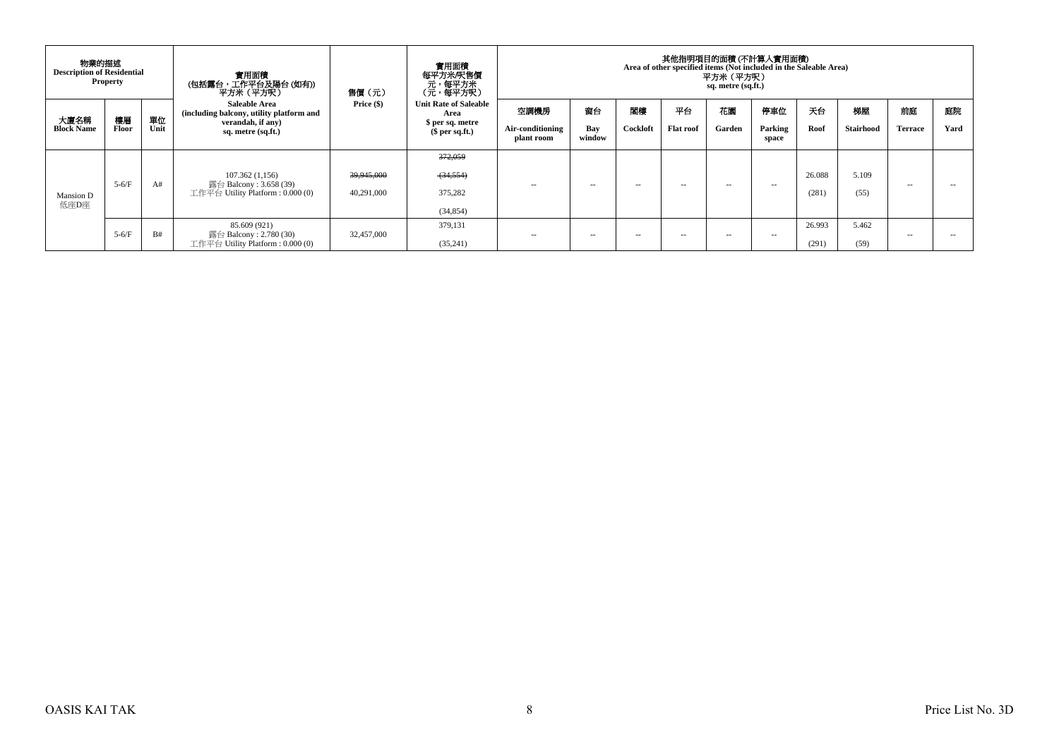| 物業的描述 Description of Residential Property | | | 實用面積 (包括露台，工作平台及陽台 (如有)) 平方米（平方呎） Saleable Area (including balcony, utility platform and verandah, if any) sq. metre (sq.ft.) | 售價（元） Price ($) | 實用面積 每平方米/呎售價 元，每平方米 (元，每平方呎) Unit Rate of Saleable Area $ per sq. metre ($ per sq.ft.) | 其他指明項目的面積 (不計算入實用面積) Area of other specified items (Not included in the Saleable Area) 平方米（平方呎） sq. metre (sq.ft.) | | | | | | | | | |
|---|---|---|---|---|---|---|---|---|---|---|---|---|---|---|---|
| 大廈名稱 Block Name | 樓層 Floor | 單位 Unit | | | | 空調機房 Air-conditioning plant room | 窗台 Bay window | 閣樓 Cockloft | 平台 Flat roof | 花園 Garden | 停車位 Parking space | 天台 Roof | 梯屋 Stairhood | 前庭 Terrace | 庭院 Yard |
| Mansion D 低座D座 | 5-6/F | A# | 107.362 (1,156) 露台 Balcony : 3.658 (39) 工作平台 Utility Platform : 0.000 (0) | ~~39,945,000~~ 40,291,000 | ~~372,059~~ ~~(34,554)~~ 375,282 (34,854) | -- | -- | -- | -- | -- | -- | 26.088 (281) | 5.109 (55) | -- | -- |
| | 5-6/F | B# | 85.609 (921) 露台 Balcony : 2.780 (30) 工作平台 Utility Platform : 0.000 (0) | 32,457,000 | 379,131 (35,241) | -- | -- | -- | -- | -- | -- | 26.993 (291) | 5.462 (59) | -- | -- |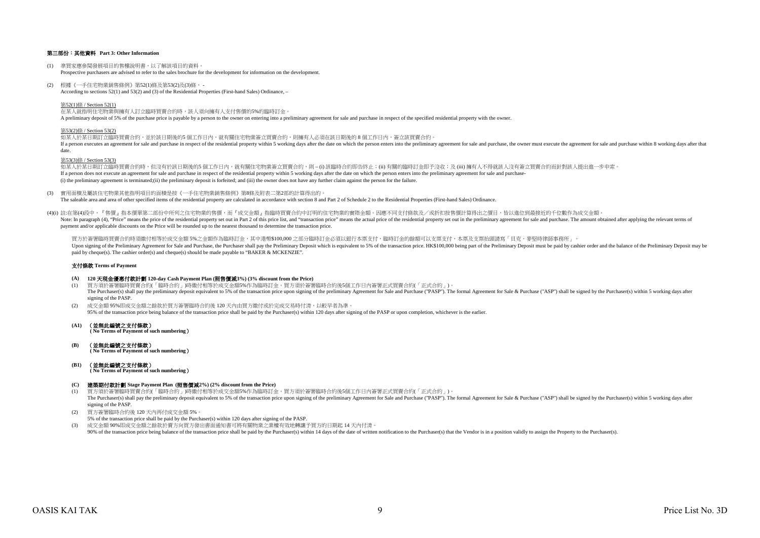## 第三部份：其他資料 Part 3: Other Information

(1) 準買家應參閱發展項目的售樓說明書，以了解該項目的資料。
Prospective purchasers are advised to refer to the sales brochure for the development for information on the development.

(2) 根據《一手住宅物業銷售條例》第52(1)條及第53(2)及(3)條， -
According to sections 52(1) and 53(2) and (3) of the Residential Properties (First-hand Sales) Ordinance, –

第52(1)條 / Section 52(1)
在某人就指明住宅物業與擁有人訂立臨時買賣合約時，該人須向擁有人支付售價的5%的臨時訂金。
A preliminary deposit of 5% of the purchase price is payable by a person to the owner on entering into a preliminary agreement for sale and purchase in respect of the specified residential property with the owner.

第53(2)條 / Section 53(2)
如某人於某日期訂立臨時買賣合約，並於該日期後的5 個工作日內，就有關住宅物業簽立買賣合約，則擁有人必須在該日期後的 8 個工作日內，簽立該買賣合約。
If a person executes an agreement for sale and purchase in respect of the residential property within 5 working days after the date on which the person enters into the preliminary agreement for sale and purchase, the owner must execute the agreement for sale and purchase within 8 working days after that date.

第53(3)條 / Section 53(3)
如某人於某日期訂立臨時買賣合約時，但沒有於該日期後的5 個工作日內，就有關住宅物業簽立買賣合約，則 – (i) 該臨時合約即告終止；(ii) 有關的臨時訂金即予沒收；及 (iii) 擁有人不得就該人沒有簽立買賣合約而針對該人提出進一步申索。
If a person does not execute an agreement for sale and purchase in respect of the residential property within 5 working days after the date on which the person enters into the preliminary agreement for sale and purchase-
(i) the preliminary agreement is terminated;(ii) the preliminary deposit is forfeited; and (iii) the owner does not have any further claim against the person for the failure.

(3) 實用面積及屬該住宅物業其他指明項目的面積是按《一手住宅物業銷售條例》第8條及附表二第2部的計算得出的。
The saleable area and area of other specified items of the residential property are calculated in accordance with section 8 and Part 2 of Schedule 2 to the Residential Properties (First-hand Sales) Ordinance.

(4)(i) 註:在第(4)段中，『售價』指本價單第二部份中所列之住宅物業的售價，而『成交金額』指臨時買賣合約中訂明的住宅物業的實際金額。因應不同支付條款及／或折扣按售價計算得出之價目，皆以進位到最接近的千位數作為成交金額。
Note: In paragraph (4), "Price" means the price of the residential property set out in Part 2 of this price list, and "transaction price" means the actual price of the residential property set out in the preliminary agreement for sale and purchase. The amount obtained after applying the relevant terms of payment and/or applicable discounts on the Price will be rounded up to the nearest thousand to determine the transaction price.

買方於簽署臨時買賣合約時須繳付相等於成交金額 5%之金額作為臨時訂金，其中港幣$100,000 之部分臨時訂金必須以銀行本票支付，臨時訂金的餘額可以支票支付，本票及支票抬頭請寫「貝克．麥堅時律師事務所」。
Upon signing of the Preliminary Agreement for Sale and Purchase, the Purchaser shall pay the Preliminary Deposit which is equivalent to 5% of the transaction price. HK$100,000 being part of the Preliminary Deposit must be paid by cashier order and the balance of the Preliminary Deposit may be paid by cheque(s). The cashier order(s) and cheque(s) should be made payable to "BAKER & MCKENZIE".

### 支付條款 Terms of Payment

**(A) 120 天現金優惠付款計劃 120-day Cash Payment Plan (照售價減3%) (3% discount from the Price)**

(1) 買方須於簽署臨時買賣合約(「臨時合約」)時繳付相等於成交金額5%作為臨時訂金。買方須於簽署臨時合約後5個工作日內簽署正式買賣合約(「正式合約」)。
The Purchaser(s) shall pay the preliminary deposit equivalent to 5% of the transaction price upon signing of the preliminary Agreement for Sale and Purchase ("PASP"). The formal Agreement for Sale & Purchase ("ASP") shall be signed by the Purchaser(s) within 5 working days after signing of the PASP.

(2) 成交金額 95%即成交金額之餘款於買方簽署臨時合約後 120 天內由買方繳付清或於完成交易時付清，以較早者為準。
95% of the transaction price being balance of the transaction price shall be paid by the Purchaser(s) within 120 days after signing of the PASP or upon completion, whichever is the earlier.

**(A1) （並無此編號之支付條款）**
**( No Terms of Payment of such numbering）**

**(B) （並無此編號之支付條款）**
**( No Terms of Payment of such numbering）**

**(B1) （並無此編號之支付條款）**
**( No Terms of Payment of such numbering）**

**(C) 建築期付款計劃 Stage Payment Plan (照售價減2%) (2% discount from the Price)**

(1) 買方須於簽署臨時買賣合約(「臨時合約」)時繳付相等於成交金額5%作為臨時訂金。買方須於簽署臨時合約後5個工作日內簽署正式買賣合約(「正式合約」)。
The Purchaser(s) shall pay the preliminary deposit equivalent to 5% of the transaction price upon signing of the preliminary Agreement for Sale and Purchase ("PASP"). The formal Agreement for Sale & Purchase ("ASP") shall be signed by the Purchaser(s) within 5 working days after signing of the PASP.

(2) 買方簽署臨時合約後 120 天內再付成交金額 5%。
5% of the transaction price shall be paid by the Purchaser(s) within 120 days after signing of the PASP.

(3) 成交金額 90%即成交金額之餘款於賣方向買方發出書面通知書可將有關物業之業權有效地轉讓予買方的日期起 14 天內付清。
90% of the transaction price being balance of the transaction price shall be paid by the Purchaser(s) within 14 days of the date of written notification to the Purchaser(s) that the Vendor is in a position validly to assign the Property to the Purchaser(s).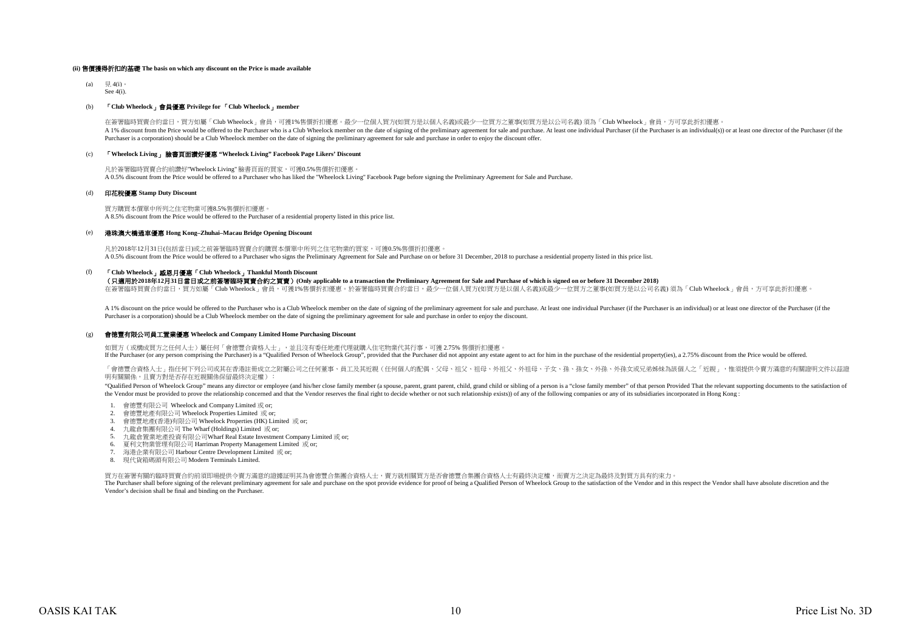**(ii) 售價獲得折扣的基礎 The basis on which any discount on the Price is made available**

(a) 見 4(i)。
See 4(i).

(b) **「Club Wheelock」會員優惠 Privilege for 「Club Wheelock」member**

在簽署臨時買賣合約當日，買方如屬「Club Wheelock」會員，可獲1%售價折扣優惠。最少一位個人買方(如買方是以個人名義)或最少一位買方之董事(如買方是以公司名義) 須為「Club Wheelock」會員，方可享此折扣優惠。
A 1% discount from the Price would be offered to the Purchaser who is a Club Wheelock member on the date of signing of the preliminary agreement for sale and purchase. At least one individual Purchaser (if the Purchaser is an individual(s)) or at least one director of the Purchaser (if the Purchaser is a corporation) should be a Club Wheelock member on the date of signing the preliminary agreement for sale and purchase in order to enjoy the discount offer.

(c) **「Wheelock Living」 臉書頁面讚好優惠 "Wheelock Living" Facebook Page Likers' Discount**

凡於簽署臨時買賣合約前讚好"Wheelock Living" 臉書頁面的買家，可獲0.5%售價折扣優惠。
A 0.5% discount from the Price would be offered to a Purchaser who has liked the "Wheelock Living" Facebook Page before signing the Preliminary Agreement for Sale and Purchase.

(d) **印花稅優惠 Stamp Duty Discount**

買方購買本價單中所列之住宅物業可獲8.5%售價折扣優惠。
A 8.5% discount from the Price would be offered to the Purchaser of a residential property listed in this price list.

(e) **港珠澳大橋通車優惠 Hong Kong–Zhuhai–Macau Bridge Opening Discount**

凡於2018年12月31日(包括當日)或之前簽署臨時買賣合約購買本價單中所列之住宅物業的買家，可獲0.5%售價折扣優惠。
A 0.5% discount from the Price would be offered to a Purchaser who signs the Preliminary Agreement for Sale and Purchase on or before 31 December, 2018 to purchase a residential property listed in this price list.

(f) **「Club Wheelock」感恩月優惠「Club Wheelock」Thankful Month Discount**
**（只適用於2018年12月31日當日或之前簽署臨時買賣合約之買賣）(Only applicable to a transaction the Preliminary Agreement for Sale and Purchase of which is signed on or before 31 December 2018)**
在簽署臨時買賣合約當日，買方如屬「Club Wheelock」會員，可獲1%售價折扣優惠。於簽署臨時買賣合約當日，最少一位個人買方(如買方是以個人名義)或最少一位買方之董事(如買方是以公司名義) 須為「Club Wheelock」會員，方可享此折扣優惠。

A 1% discount on the price would be offered to the Purchaser who is a Club Wheelock member on the date of signing of the preliminary agreement for sale and purchase. At least one individual Purchaser (if the Purchaser is an individual) or at least one director of the Purchaser (if the Purchaser is a corporation) should be a Club Wheelock member on the date of signing the preliminary agreement for sale and purchase in order to enjoy the discount.

(g) **會德豐有限公司員工置業優惠 Wheelock and Company Limited Home Purchasing Discount**

如買方（或構成買方之任何人士）屬任何「會德豐合資格人士」，並且沒有委任地產代理就購入住宅物業代其行事，可獲 2.75% 售價折扣優惠。
If the Purchaser (or any person comprising the Purchaser) is a "Qualified Person of Wheelock Group", provided that the Purchaser did not appoint any estate agent to act for him in the purchase of the residential property(ies), a 2.75% discount from the Price would be offered.

「會德豐合資格人士」指任何下列公司或其在香港註冊成立之附屬公司之任何董事、員工及其近親（任何個人的配偶、父母、祖父、祖母、外祖父、外祖母、子女、孫、孫女、外孫、外孫女或兄弟姊妹為該個人之「近親」，惟須提供令賣方滿意的有關證明文件以茲證明有關關係，且賣方對是否存在近親關係保留最終決定權）：

"Qualified Person of Wheelock Group" means any director or employee (and his/her close family member (a spouse, parent, grant parent, child, grand child or sibling of a person is a "close family member" of that person Provided That the relevant supporting documents to the satisfaction of the Vendor must be provided to prove the relationship concerned and that the Vendor reserves the final right to decide whether or not such relationship exists)) of any of the following companies or any of its subsidiaries incorporated in Hong Kong :

1. 會德豐有限公司 Wheelock and Company Limited 或 or;
2. 會德豐地產有限公司 Wheelock Properties Limited 或 or;
3. 會德豐地產(香港)有限公司 Wheelock Properties (HK) Limited 或 or;
4. 九龍倉集團有限公司 The Wharf (Holdings) Limited 或 or;
5. 九龍倉置業地產投資有限公司Wharf Real Estate Investment Company Limited 或 or;
6. 夏利文物業管理有限公司 Harriman Property Management Limited 或 or;
7. 海港企業有限公司 Harbour Centre Development Limited 或 or;
8. 現代貨箱碼頭有限公司 Modern Terminals Limited.

買方在簽署有關的臨時買賣合約前須即場提供令賣方滿意的證據証明其為會德豐合集團合資格人士，賣方就相關買方是否會德豐合集團合資格人士有最終決定權，而賣方之決定為最終及對買方具有約束力。
The Purchaser shall before signing of the relevant preliminary agreement for sale and purchase on the spot provide evidence for proof of being a Qualified Person of Wheelock Group to the satisfaction of the Vendor and in this respect the Vendor shall have absolute discretion and the Vendor's decision shall be final and binding on the Purchaser.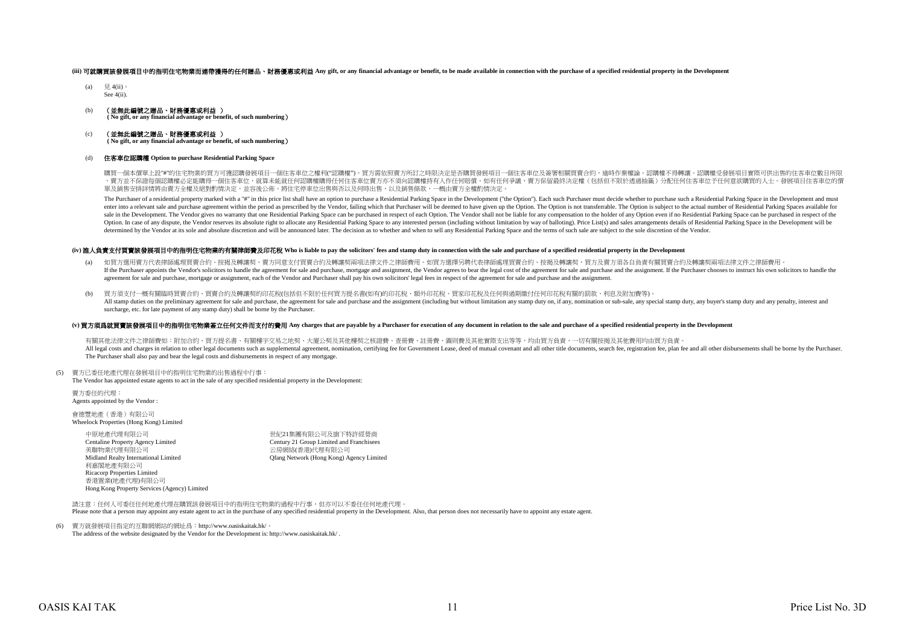**(iii) 可就購買該發展項目中的指明住宅物業而連帶獲得的任何贈品、財務優惠或利益 Any gift, or any financial advantage or benefit, to be made available in connection with the purchase of a specified residential property in the Development**

(a) 見 4(ii)。
See 4(ii).

(b) （並無此編號之贈品、財務優惠或利益 ）
**( No gift, or any financial advantage or benefit, of such numbering）**

(c) （並無此編號之贈品、財務優惠或利益 ）
**( No gift, or any financial advantage or benefit, of such numbering）**

(d) **住客車位認購權 Option to purchase Residential Parking Space**

購買一個本價單上設"#"的住宅物業的買方可獲認購該發展項目一個住客車位之權利("認購權")。買方需依照賣方所訂之時限決定是否購買發展項目一個住客車位及簽署相關買賣合約，逾時作棄權論。認購權不得轉讓。認購權受發展項目實際可供出售的住客車位數目所限，賣方並不保證每個認購權必定能購得一個住客車位，就算未能就任何認購權購得任何住客車位賣方亦不須向認購權持有人作任何賠償。如有任何爭議，賣方保留最終決定權（包括但不限於透過抽籤）分配任何住客車位予任何意欲購買的人士。發展項目住客車位的價單及銷售安排詳情將由賣方全權及絕對酌情決定，並容後公佈。將住宅停車位出售與否以及何時出售，以及銷售條款，一概由賣方全權酌情決定。

The Purchaser of a residential property marked with a "#" in this price list shall have an option to purchase a Residential Parking Space in the Development ("the Option"). Each such Purchaser must decide whether to purchase such a Residential Parking Space in the Development and must enter into a relevant sale and purchase agreement within the period as prescribed by the Vendor, failing which that Purchaser will be deemed to have given up the Option. The Option is not transferrable. The Option is subject to the actual number of Residential Parking Spaces available for sale in the Development. The Vendor gives no warranty that one Residential Parking Space can be purchased in respect of each Option. The Vendor shall not be liable for any compensation to the holder of any Option even if no Residential Parking Space can be purchased in respect of the Option. In case of any dispute, the Vendor reserves its absolute right to allocate any Residential Parking Space to any interested person (including without limitation by way of balloting). Price List(s) and sales arrangements details of Residential Parking Space in the Development will be determined by the Vendor at its sole and absolute discretion and will be announced later. The decision as to whether and when to sell any Residential Parking Space and the terms of such sale are subject to the sole discretion of the Vendor.

**(iv) 誰人負責支付買賣該發展項目中的指明住宅物業的有關律師費及印花稅 Who is liable to pay the solicitors' fees and stamp duty in connection with the sale and purchase of a specified residential property in the Development**

(a) 如買方選用賣方代表律師處理買賣合約、按揭及轉讓契，賣方同意支付買賣合約及轉讓契兩項法律文件之律師費用。如買方選擇另聘代表律師處理買賣合約、按揭及轉讓契，買方及賣方須各自負責有關買賣合約及轉讓契兩項法律文件之律師費用。
If the Purchaser appoints the Vendor's solicitors to handle the agreement for sale and purchase, mortgage and assignment, the Vendor agrees to bear the legal cost of the agreement for sale and purchase and the assignment. If the Purchaser chooses to instruct his own solicitors to handle the agreement for sale and purchase, mortgage or assignment, each of the Vendor and Purchaser shall pay his own solicitors' legal fees in respect of the agreement for sale and purchase and the assignment.

(b) 買方須支付一概有關臨時買賣合約、買賣合約及轉讓契的印花稅(包括但不限於任何買方提名書(如有)的印花稅、額外印花稅、買家印花稅及任何與過期繳付任何印花稅有關的罰款、利息及附加費等)。
All stamp duties on the preliminary agreement for sale and purchase, the agreement for sale and purchase and the assignment (including but without limitation any stamp duty on, if any, nomination or sub-sale, any special stamp duty, any buyer's stamp duty and any penalty, interest and surcharge, etc. for late payment of any stamp duty) shall be borne by the Purchaser.

**(v) 買方須爲就買賣該發展項目中的指明住宅物業簽立任何文件而支付的費用 Any charges that are payable by a Purchaser for execution of any document in relation to the sale and purchase of a specified residential property in the Development**

有關其他法律文件之律師費如：附加合約、買方提名書、有關樓宇交易之地契、大廈公契及其他樓契之核證費、查冊費、註冊費、圖則費及其他實際支出等等，均由買方負責，一切有關按揭及其他費用均由買方負責。
All legal costs and charges in relation to other legal documents such as supplemental agreement, nomination, certifying fee for Government Lease, deed of mutual covenant and all other title documents, search fee, registration fee, plan fee and all other disbursements shall be borne by the Purchaser. The Purchaser shall also pay and bear the legal costs and disbursements in respect of any mortgage.

(5) 賣方已委任地產代理在發展項目中的指明住宅物業的出售過程中行事：
The Vendor has appointed estate agents to act in the sale of any specified residential property in the Development:

賣方委任的代理：
Agents appointed by the Vendor :

會德豐地產（香港）有限公司
Wheelock Properties (Hong Kong) Limited

中原地產代理有限公司
Centaline Property Agency Limited
美聯物業代理有限公司
Midland Realty International Limited
利嘉閣地產有限公司
Ricacorp Properties Limited
香港置業(地產代理)有限公司
Hong Kong Property Services (Agency) Limited
世紀21集團有限公司及旗下特許經營商
Century 21 Group Limited and Franchisees
云房網絡(香港)代理有限公司
Qfang Network (Hong Kong) Agency Limited

請注意：任何人可委任任何地產代理在購買該發展項目中的指明住宅物業的過程中行事，但亦可以不委任任何地產代理。
Please note that a person may appoint any estate agent to act in the purchase of any specified residential property in the Development. Also, that person does not necessarily have to appoint any estate agent.

(6) 賣方就發展項目指定的互聯網網站的網址爲：http://www.oasiskaitak.hk/ 。
The address of the website designated by the Vendor for the Development is: http://www.oasiskaitak.hk/ .